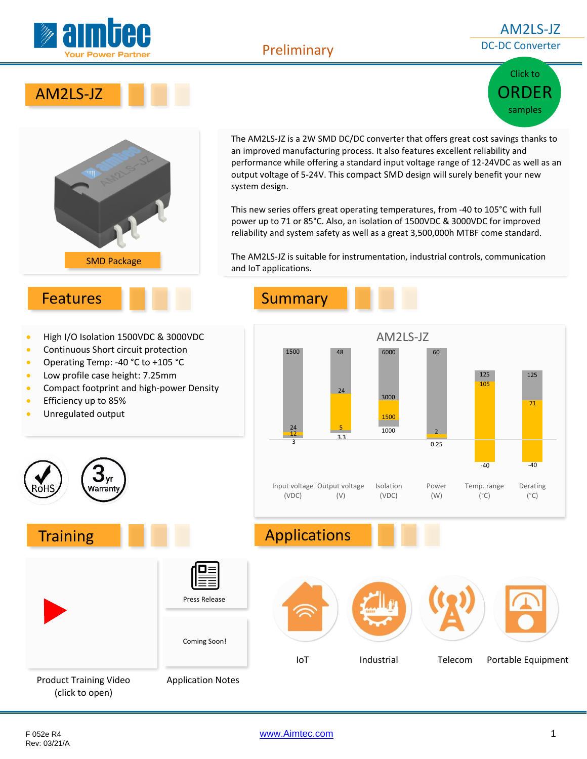# AM2LS-JZ

DC-DC Converter

Preliminary

Click to ORDER samples

## AM2LS-JZ

SMD Package

The AM2LS-JZ is a 2W SMD DC/DC converter that offers great cost savings thanks to an improved manufacturing process. It also features excellent reliability and performance while offering a standard input voltage range of 12-24VDC as well as an output voltage of 5-24V. This compact SMD design will surely benefit your new system design.

This new series offers great operating temperatures, from -40 to 105°C with full power up to 71 or 85°C. Also, an isolation of 1500VDC & 3000VDC for improved reliability and system safety as well as a great 3,500,000h MTBF come standard.

The AM2LS-JZ is suitable for instrumentation, industrial controls, communication and IoT applications.

## Features

- High I/O Isolation 1500VDC & 3000VDC
- Continuous Short circuit protection
- Operating Temp: -40 °C to +105 °C
- Low profile case height: 7.25mm
- Compact footprint and high-power Density
- Efficiency up to 85%
- Unregulated output

RoHS

3yr Warranty

## Summary

AM2LS-JZ

| Parameter | Values |
| --- | --- |
| Input voltage (VDC) | 3, 12, 24, 1500 |
| Output voltage (V) | 3.3, 5, 24, 48 |
| Isolation (VDC) | 1000, 1500, 3000, 6000 |
| Power (W) | 0.25, 2, 60 |
| Temp. range (°C) | -40, 105, 125 |
| Derating (°C) | -40, 71, 125 |

## Training

Product Training Video (click to open)

Press Release

Coming Soon!

Application Notes

## Applications

IoT

Industrial

Telecom

Portable Equipment

F 052e R4
Rev: 03/21/A

www.Aimtec.com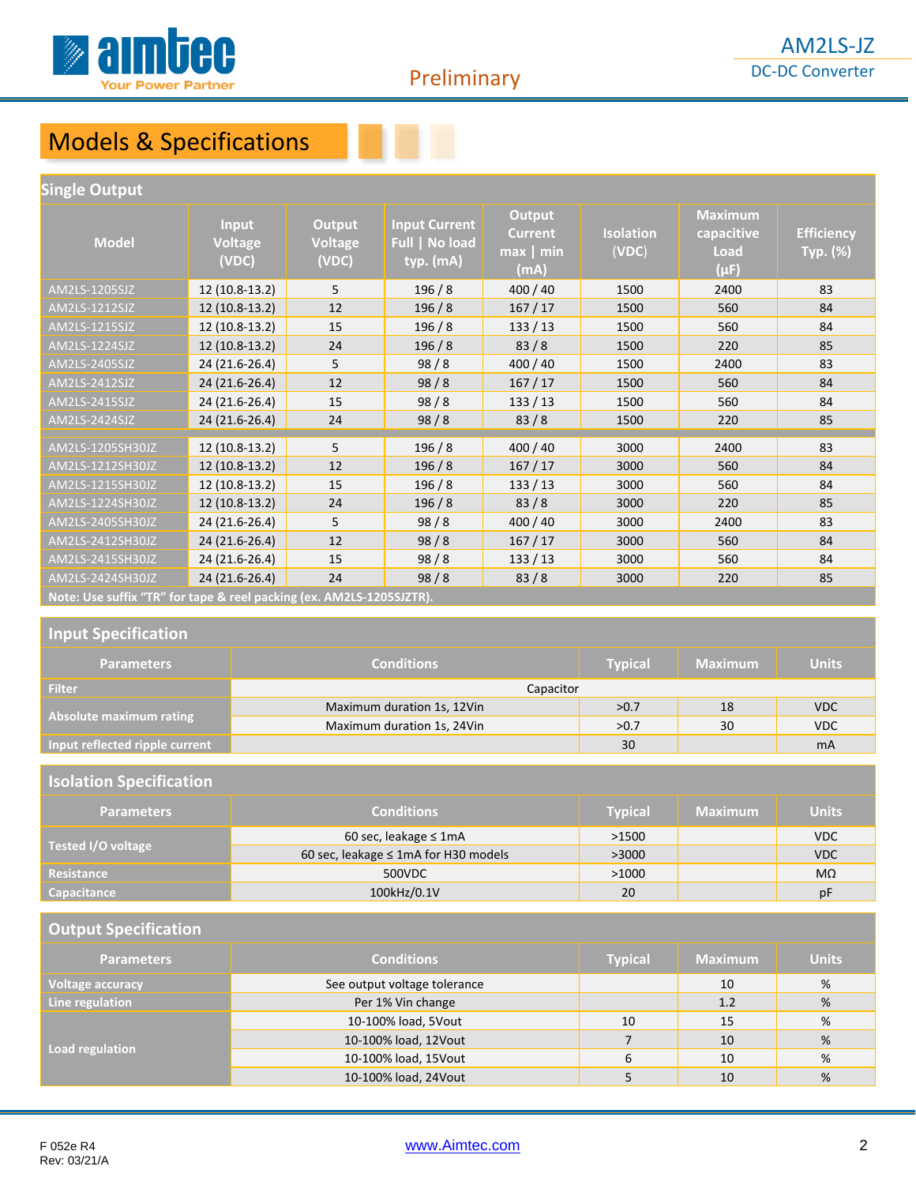Preliminary

## Models & Specifications

### Single Output

| Model | Input Voltage (VDC) | Output Voltage (VDC) | Input Current Full \| No load typ. (mA) | Output Current max \| min (mA) | Isolation (VDC) | Maximum capacitive Load (µF) | Efficiency Typ. (%) |
|---|---|---|---|---|---|---|---|
| AM2LS-1205SJZ | 12 (10.8-13.2) | 5 | 196 / 8 | 400 / 40 | 1500 | 2400 | 83 |
| AM2LS-1212SJZ | 12 (10.8-13.2) | 12 | 196 / 8 | 167 / 17 | 1500 | 560 | 84 |
| AM2LS-1215SJZ | 12 (10.8-13.2) | 15 | 196 / 8 | 133 / 13 | 1500 | 560 | 84 |
| AM2LS-1224SJZ | 12 (10.8-13.2) | 24 | 196 / 8 | 83 / 8 | 1500 | 220 | 85 |
| AM2LS-2405SJZ | 24 (21.6-26.4) | 5 | 98 / 8 | 400 / 40 | 1500 | 2400 | 83 |
| AM2LS-2412SJZ | 24 (21.6-26.4) | 12 | 98 / 8 | 167 / 17 | 1500 | 560 | 84 |
| AM2LS-2415SJZ | 24 (21.6-26.4) | 15 | 98 / 8 | 133 / 13 | 1500 | 560 | 84 |
| AM2LS-2424SJZ | 24 (21.6-26.4) | 24 | 98 / 8 | 83 / 8 | 1500 | 220 | 85 |
| AM2LS-1205SH30JZ | 12 (10.8-13.2) | 5 | 196 / 8 | 400 / 40 | 3000 | 2400 | 83 |
| AM2LS-1212SH30JZ | 12 (10.8-13.2) | 12 | 196 / 8 | 167 / 17 | 3000 | 560 | 84 |
| AM2LS-1215SH30JZ | 12 (10.8-13.2) | 15 | 196 / 8 | 133 / 13 | 3000 | 560 | 84 |
| AM2LS-1224SH30JZ | 12 (10.8-13.2) | 24 | 196 / 8 | 83 / 8 | 3000 | 220 | 85 |
| AM2LS-2405SH30JZ | 24 (21.6-26.4) | 5 | 98 / 8 | 400 / 40 | 3000 | 2400 | 83 |
| AM2LS-2412SH30JZ | 24 (21.6-26.4) | 12 | 98 / 8 | 167 / 17 | 3000 | 560 | 84 |
| AM2LS-2415SH30JZ | 24 (21.6-26.4) | 15 | 98 / 8 | 133 / 13 | 3000 | 560 | 84 |
| AM2LS-2424SH30JZ | 24 (21.6-26.4) | 24 | 98 / 8 | 83 / 8 | 3000 | 220 | 85 |

**Note: Use suffix “TR” for tape & reel packing (ex. AM2LS-1205SJZTR).**

### Input Specification

| Parameters | Conditions | Typical | Maximum | Units |
|---|---|---|---|---|
| Filter | Capacitor | | | |
| Absolute maximum rating | Maximum duration 1s, 12Vin | >0.7 | 18 | VDC |
| | Maximum duration 1s, 24Vin | >0.7 | 30 | VDC |
| Input reflected ripple current | | 30 | | mA |

### Isolation Specification

| Parameters | Conditions | Typical | Maximum | Units |
|---|---|---|---|---|
| Tested I/O voltage | 60 sec, leakage ≤ 1mA | >1500 | | VDC |
| | 60 sec, leakage ≤ 1mA for H30 models | >3000 | | VDC |
| Resistance | 500VDC | >1000 | | MΩ |
| Capacitance | 100kHz/0.1V | 20 | | pF |

### Output Specification

| Parameters | Conditions | Typical | Maximum | Units |
|---|---|---|---|---|
| Voltage accuracy | See output voltage tolerance | | 10 | % |
| Line regulation | Per 1% Vin change | | 1.2 | % |
| Load regulation | 10-100% load, 5Vout | 10 | 15 | % |
| | 10-100% load, 12Vout | 7 | 10 | % |
| | 10-100% load, 15Vout | 6 | 10 | % |
| | 10-100% load, 24Vout | 5 | 10 | % |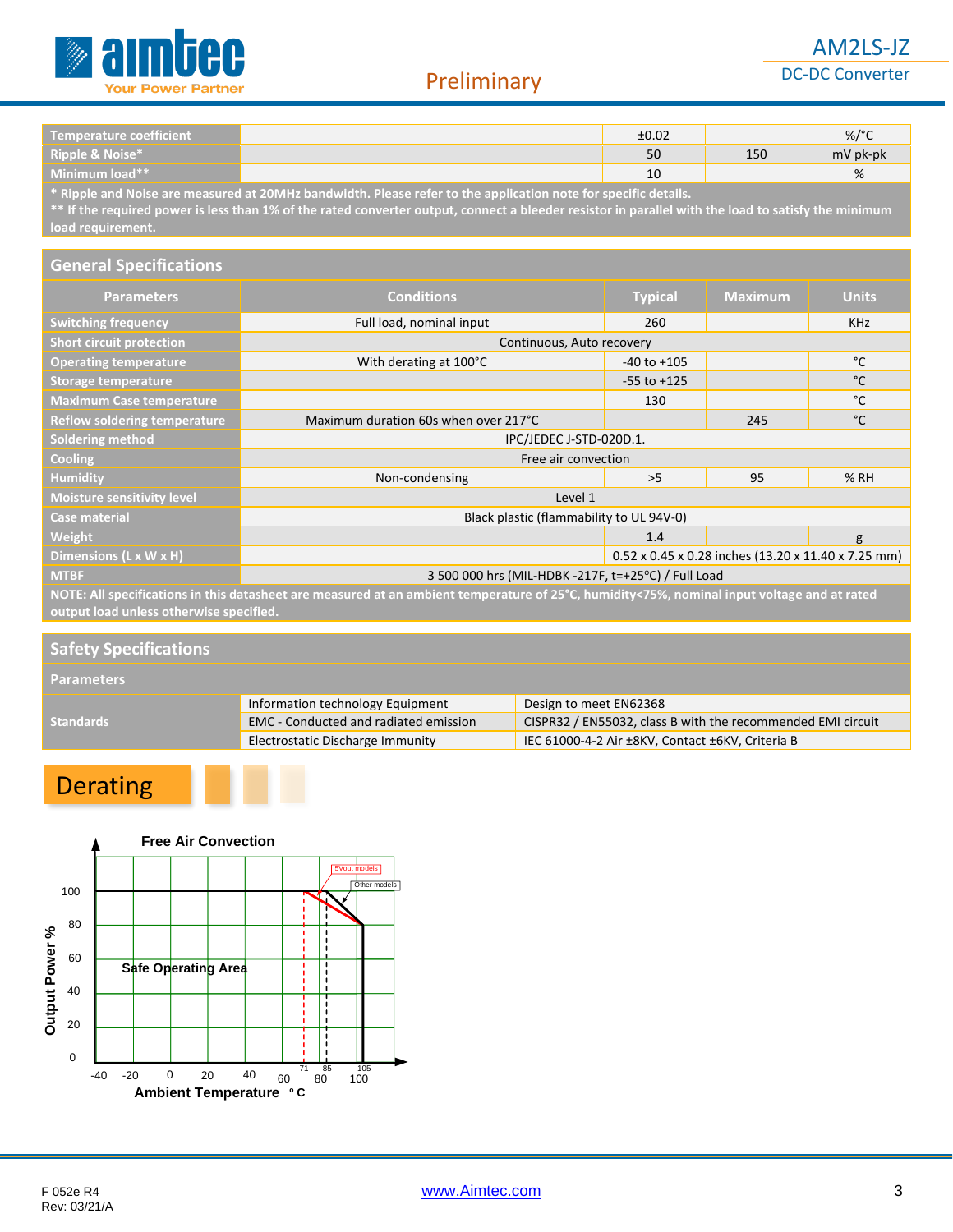| | | | | |
|---|---|---|---|---|
| Temperature coefficient | | ±0.02 | | %/°C |
| Ripple & Noise* | | 50 | 150 | mV pk-pk |
| Minimum load** | | 10 | | % |

\* Ripple and Noise are measured at 20MHz bandwidth. Please refer to the application note for specific details.
\*\* If the required power is less than 1% of the rated converter output, connect a bleeder resistor in parallel with the load to satisfy the minimum load requirement.

## General Specifications

| Parameters | Conditions | Typical | Maximum | Units |
|---|---|---|---|---|
| Switching frequency | Full load, nominal input | 260 | | KHz |
| Short circuit protection | Continuous, Auto recovery | | | |
| Operating temperature | With derating at 100°C | -40 to +105 | | °C |
| Storage temperature | | -55 to +125 | | °C |
| Maximum Case temperature | | 130 | | °C |
| Reflow soldering temperature | Maximum duration 60s when over 217°C | | 245 | °C |
| Soldering method | IPC/JEDEC J-STD-020D.1. | | | |
| Cooling | Free air convection | | | |
| Humidity | Non-condensing | >5 | 95 | % RH |
| Moisture sensitivity level | Level 1 | | | |
| Case material | Black plastic (flammability to UL 94V-0) | | | |
| Weight | | 1.4 | | g |
| Dimensions (L x W x H) | | 0.52 x 0.45 x 0.28 inches (13.20 x 11.40 x 7.25 mm) | | |
| MTBF | 3 500 000 hrs (MIL-HDBK -217F, t=+25°C) / Full Load | | | |

NOTE: All specifications in this datasheet are measured at an ambient temperature of 25°C, humidity<75%, nominal input voltage and at rated output load unless otherwise specified.

## Safety Specifications

| Parameters | | |
|---|---|---|
| Standards | Information technology Equipment | Design to meet EN62368 |
| | EMC - Conducted and radiated emission | CISPR32 / EN55032, class B with the recommended EMI circuit |
| | Electrostatic Discharge Immunity | IEC 61000-4-2 Air ±8KV, Contact ±6KV, Criteria B |

## Derating

Free Air Convection

(Chart: Output Power % vs Ambient Temperature °C; Safe Operating Area; 5Vout models derate from 71°C, Other models from 85°C, to 80% at 105°C)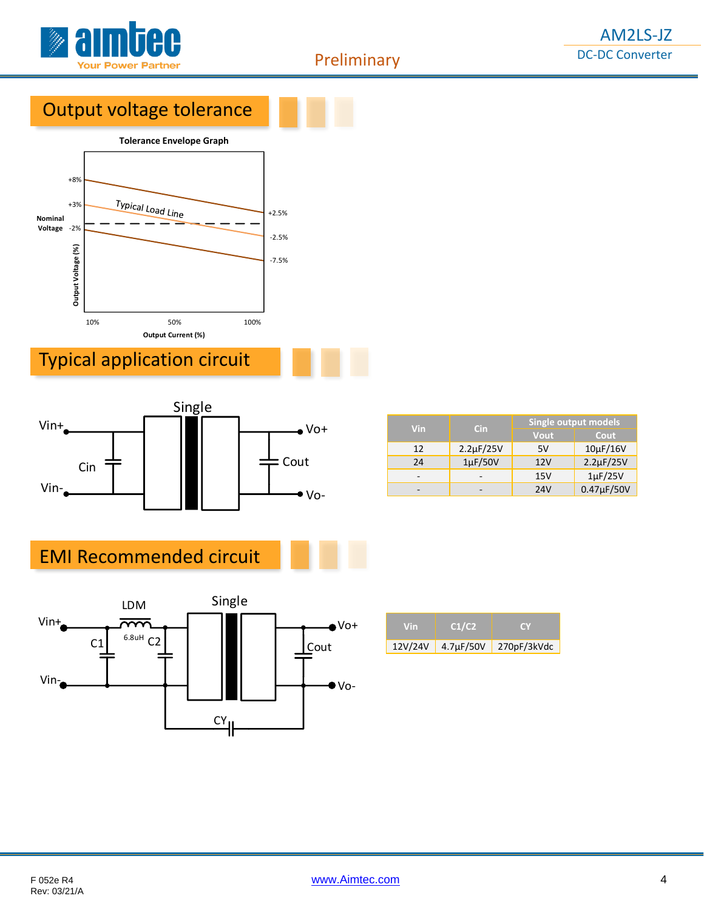## Output voltage tolerance

**Tolerance Envelope Graph**

Output Voltage (%): +8%, +3%, Nominal Voltage -2%, +2.5%, -2.5%, -7.5%

Typical Load Line

Output Current (%): 10%, 50%, 100%

## Typical application circuit

Single

Vin+, Vin-, Cin, Cout, Vo+, Vo-

| Vin | Cin | Single output models | |
|---|---|---|---|
| | | Vout | Cout |
| 12 | 2.2µF/25V | 5V | 10µF/16V |
| 24 | 1µF/50V | 12V | 2.2µF/25V |
| - | - | 15V | 1µF/25V |
| - | - | 24V | 0.47µF/50V |

## EMI Recommended circuit

Single

Vin+, Vin-, LDM 6.8uH, C1, C2, Cout, CY, Vo+, Vo-

| Vin | C1/C2 | CY |
|---|---|---|
| 12V/24V | 4.7µF/50V | 270pF/3kVdc |

F 052e R4
Rev: 03/21/A

www.Aimtec.com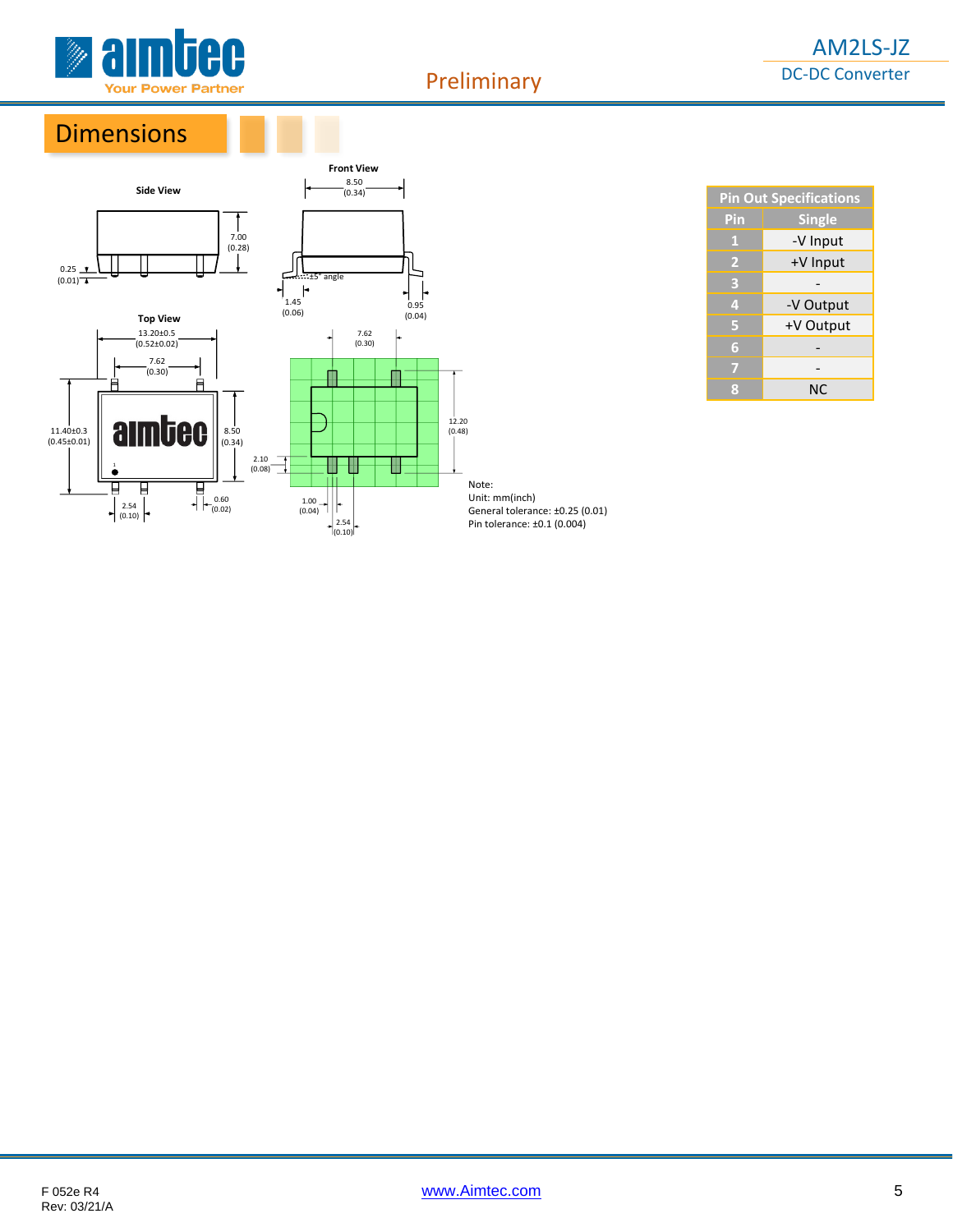## Dimensions

Side View

7.00 (0.28)

0.25 (0.01)

Front View

8.50 (0.34)

±5° angle

1.45 (0.06)

0.95 (0.04)

Top View

13.20±0.5 (0.52±0.02)

7.62 (0.30)

11.40±0.3 (0.45±0.01)

8.50 (0.34)

2.10 (0.08)

2.54 (0.10)

0.60 (0.02)

7.62 (0.30)

12.20 (0.48)

1.00 (0.04)

2.54 (0.10)

Note:
Unit: mm(inch)
General tolerance: ±0.25 (0.01)
Pin tolerance: ±0.1 (0.004)

| Pin Out Specifications | |
|---|---|
| **Pin** | **Single** |
| 1 | -V Input |
| 2 | +V Input |
| 3 | - |
| 4 | -V Output |
| 5 | +V Output |
| 6 | - |
| 7 | - |
| 8 | NC |

F 052e R4
Rev: 03/21/A

www.Aimtec.com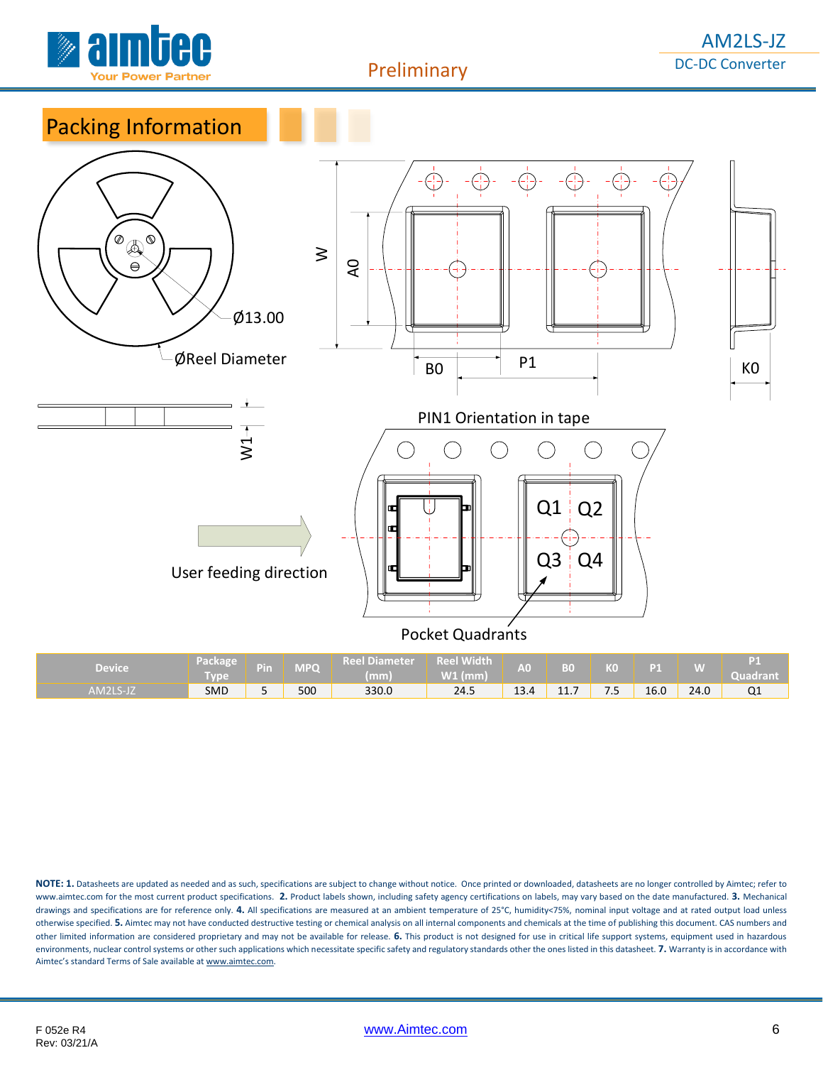## Packing Information

Ø13.00

ØReel Diameter

W

A0

B0

P1

K0

W1

PIN1 Orientation in tape

Q1 Q2

Q3 Q4

User feeding direction

Pocket Quadrants

| Device | Package Type | Pin | MPQ | Reel Diameter (mm) | Reel Width W1 (mm) | A0 | B0 | K0 | P1 | W | P1 Quadrant |
|---|---|---|---|---|---|---|---|---|---|---|---|
| AM2LS-JZ | SMD | 5 | 500 | 330.0 | 24.5 | 13.4 | 11.7 | 7.5 | 16.0 | 24.0 | Q1 |

**NOTE: 1.** Datasheets are updated as needed and as such, specifications are subject to change without notice. Once printed or downloaded, datasheets are no longer controlled by Aimtec; refer to www.aimtec.com for the most current product specifications. **2.** Product labels shown, including safety agency certifications on labels, may vary based on the date manufactured. **3.** Mechanical drawings and specifications are for reference only. **4.** All specifications are measured at an ambient temperature of 25°C, humidity<75%, nominal input voltage and at rated output load unless otherwise specified. **5.** Aimtec may not have conducted destructive testing or chemical analysis on all internal components and chemicals at the time of publishing this document. CAS numbers and other limited information are considered proprietary and may not be available for release. **6.** This product is not designed for use in critical life support systems, equipment used in hazardous environments, nuclear control systems or other such applications which necessitate specific safety and regulatory standards other the ones listed in this datasheet. **7.** Warranty is in accordance with Aimtec's standard Terms of Sale available at www.aimtec.com.